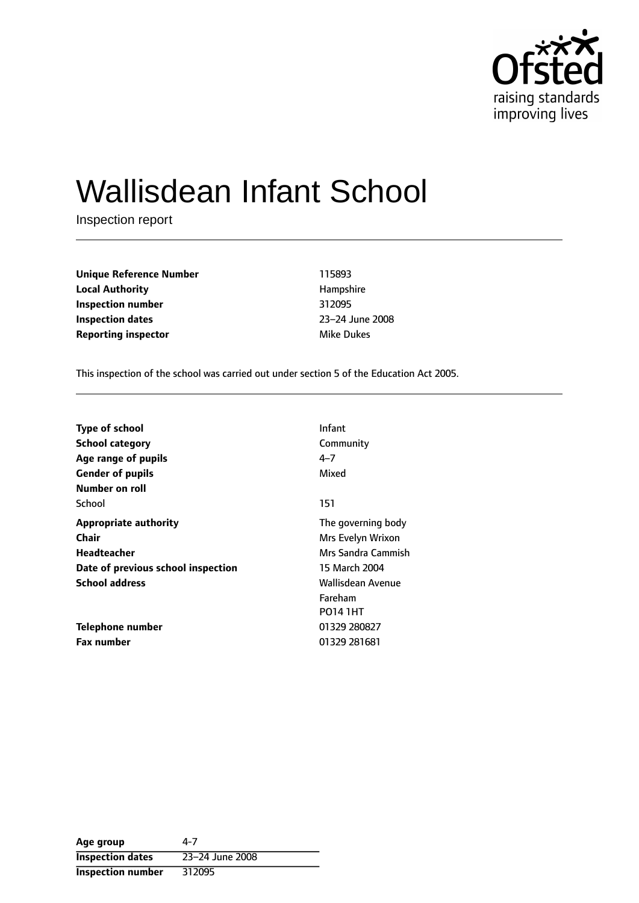# Wallisdean Infant School

Inspection report

| | |
|---|---|
| **Unique Reference Number** | 115893 |
| **Local Authority** | Hampshire |
| **Inspection number** | 312095 |
| **Inspection dates** | 23–24 June 2008 |
| **Reporting inspector** | Mike Dukes |

This inspection of the school was carried out under section 5 of the Education Act 2005.

| | |
|---|---|
| **Type of school** | Infant |
| **School category** | Community |
| **Age range of pupils** | 4–7 |
| **Gender of pupils** | Mixed |
| **Number on roll** | |
| School | 151 |
| **Appropriate authority** | The governing body |
| **Chair** | Mrs Evelyn Wrixon |
| **Headteacher** | Mrs Sandra Cammish |
| **Date of previous school inspection** | 15 March 2004 |
| **School address** | Wallisdean Avenue<br>Fareham<br>PO14 1HT |
| **Telephone number** | 01329 280827 |
| **Fax number** | 01329 281681 |

| | |
|---|---|
| **Age group** | 4-7 |
| **Inspection dates** | 23–24 June 2008 |
| **Inspection number** | 312095 |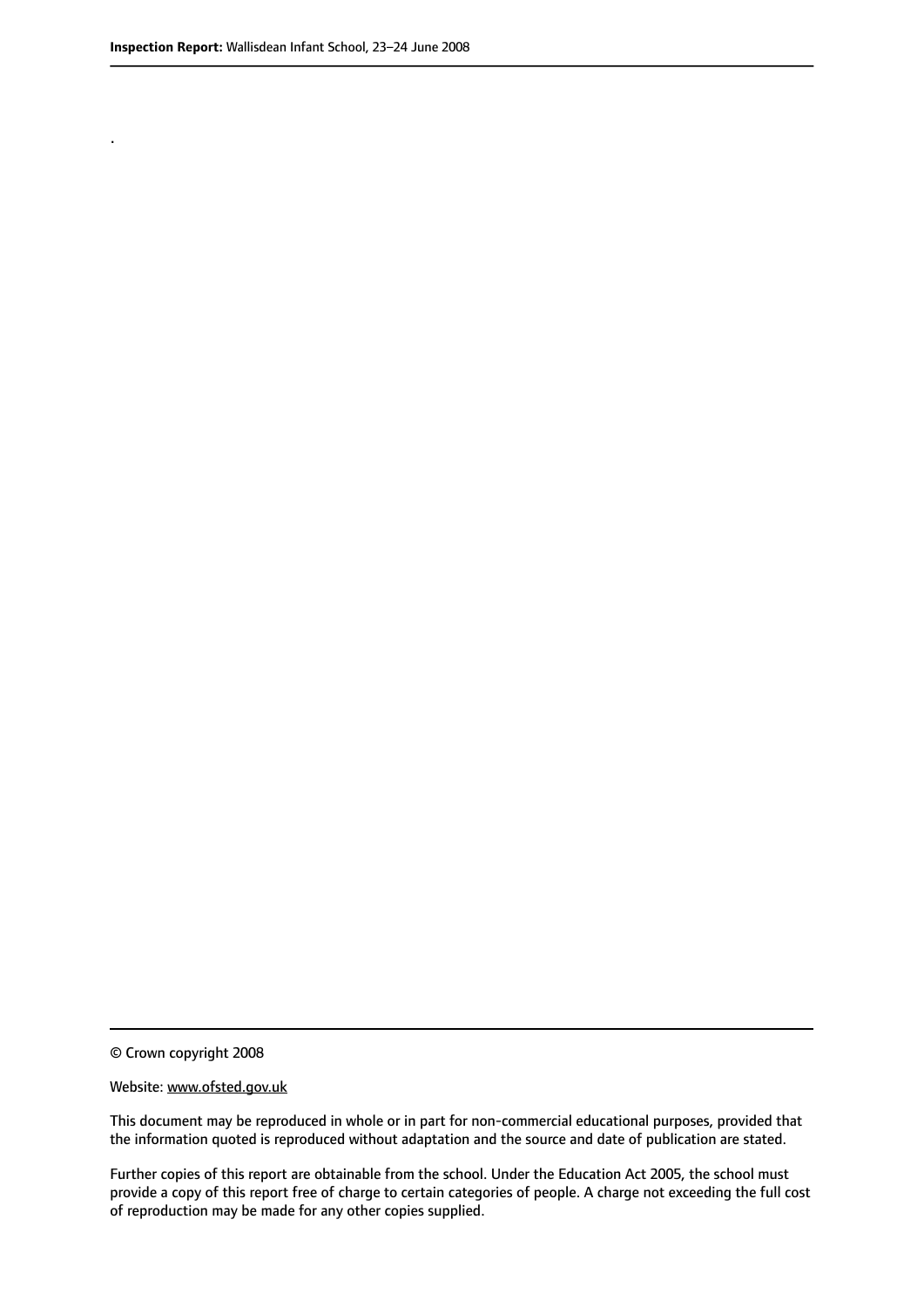.

© Crown copyright 2008

Website: www.ofsted.gov.uk

This document may be reproduced in whole or in part for non-commercial educational purposes, provided that the information quoted is reproduced without adaptation and the source and date of publication are stated.

Further copies of this report are obtainable from the school. Under the Education Act 2005, the school must provide a copy of this report free of charge to certain categories of people. A charge not exceeding the full cost of reproduction may be made for any other copies supplied.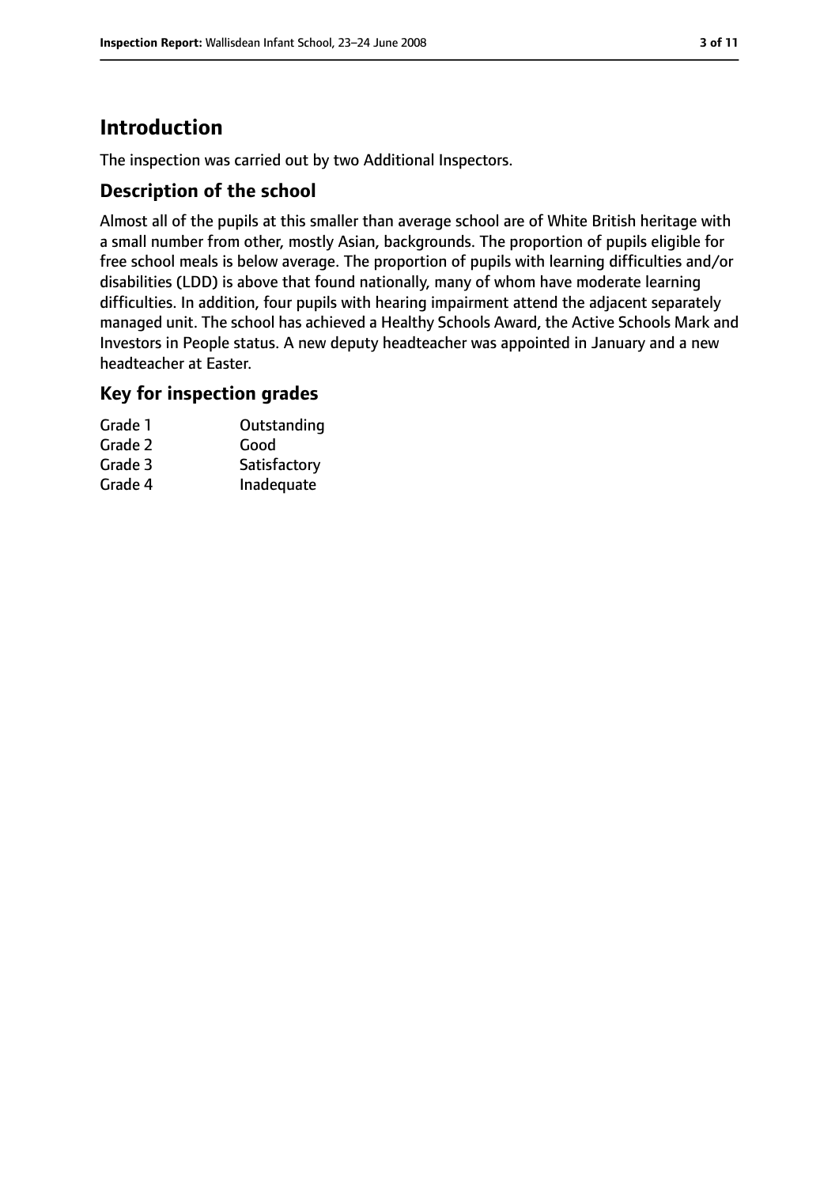# Introduction

The inspection was carried out by two Additional Inspectors.

## Description of the school

Almost all of the pupils at this smaller than average school are of White British heritage with a small number from other, mostly Asian, backgrounds. The proportion of pupils eligible for free school meals is below average. The proportion of pupils with learning difficulties and/or disabilities (LDD) is above that found nationally, many of whom have moderate learning difficulties. In addition, four pupils with hearing impairment attend the adjacent separately managed unit. The school has achieved a Healthy Schools Award, the Active Schools Mark and Investors in People status. A new deputy headteacher was appointed in January and a new headteacher at Easter.

## Key for inspection grades

| | |
|---|---|
| Grade 1 | Outstanding |
| Grade 2 | Good |
| Grade 3 | Satisfactory |
| Grade 4 | Inadequate |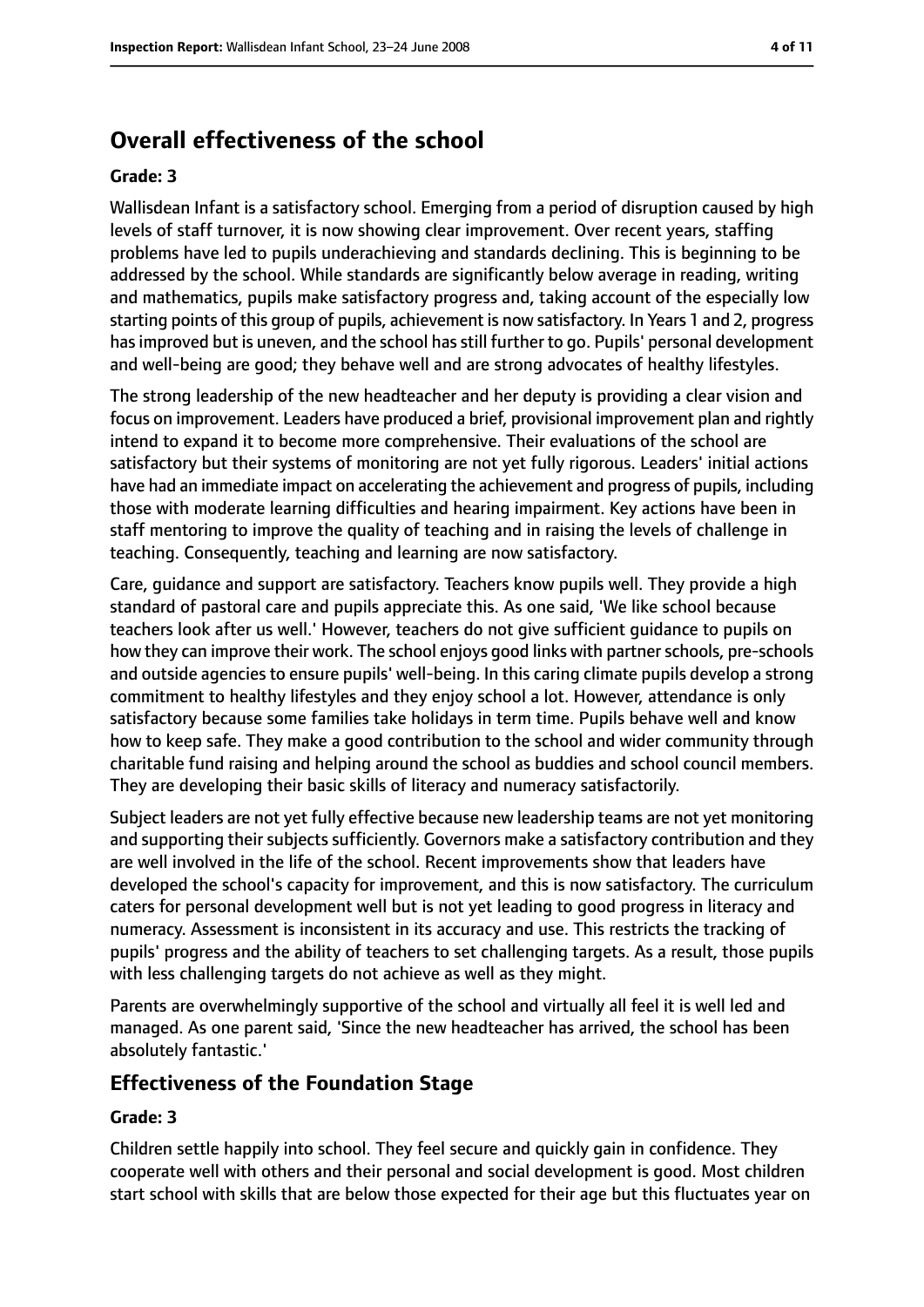## Overall effectiveness of the school

### Grade: 3

Wallisdean Infant is a satisfactory school. Emerging from a period of disruption caused by high levels of staff turnover, it is now showing clear improvement. Over recent years, staffing problems have led to pupils underachieving and standards declining. This is beginning to be addressed by the school. While standards are significantly below average in reading, writing and mathematics, pupils make satisfactory progress and, taking account of the especially low starting points of this group of pupils, achievement is now satisfactory. In Years 1 and 2, progress has improved but is uneven, and the school has still further to go. Pupils' personal development and well-being are good; they behave well and are strong advocates of healthy lifestyles.

The strong leadership of the new headteacher and her deputy is providing a clear vision and focus on improvement. Leaders have produced a brief, provisional improvement plan and rightly intend to expand it to become more comprehensive. Their evaluations of the school are satisfactory but their systems of monitoring are not yet fully rigorous. Leaders' initial actions have had an immediate impact on accelerating the achievement and progress of pupils, including those with moderate learning difficulties and hearing impairment. Key actions have been in staff mentoring to improve the quality of teaching and in raising the levels of challenge in teaching. Consequently, teaching and learning are now satisfactory.

Care, guidance and support are satisfactory. Teachers know pupils well. They provide a high standard of pastoral care and pupils appreciate this. As one said, 'We like school because teachers look after us well.' However, teachers do not give sufficient guidance to pupils on how they can improve their work. The school enjoys good links with partner schools, pre-schools and outside agencies to ensure pupils' well-being. In this caring climate pupils develop a strong commitment to healthy lifestyles and they enjoy school a lot. However, attendance is only satisfactory because some families take holidays in term time. Pupils behave well and know how to keep safe. They make a good contribution to the school and wider community through charitable fund raising and helping around the school as buddies and school council members. They are developing their basic skills of literacy and numeracy satisfactorily.

Subject leaders are not yet fully effective because new leadership teams are not yet monitoring and supporting their subjects sufficiently. Governors make a satisfactory contribution and they are well involved in the life of the school. Recent improvements show that leaders have developed the school's capacity for improvement, and this is now satisfactory. The curriculum caters for personal development well but is not yet leading to good progress in literacy and numeracy. Assessment is inconsistent in its accuracy and use. This restricts the tracking of pupils' progress and the ability of teachers to set challenging targets. As a result, those pupils with less challenging targets do not achieve as well as they might.

Parents are overwhelmingly supportive of the school and virtually all feel it is well led and managed. As one parent said, 'Since the new headteacher has arrived, the school has been absolutely fantastic.'

## Effectiveness of the Foundation Stage

### Grade: 3

Children settle happily into school. They feel secure and quickly gain in confidence. They cooperate well with others and their personal and social development is good. Most children start school with skills that are below those expected for their age but this fluctuates year on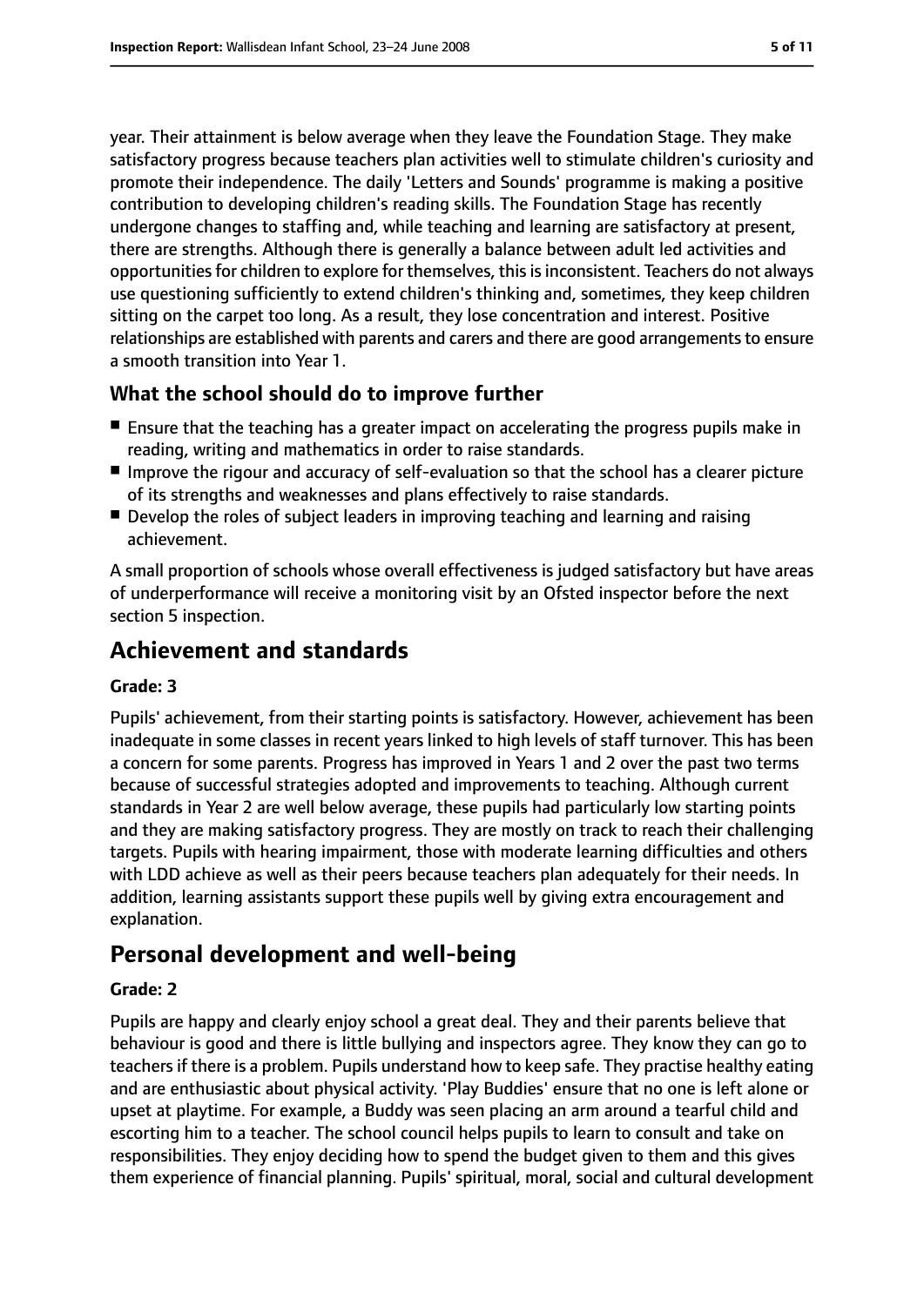year. Their attainment is below average when they leave the Foundation Stage. They make satisfactory progress because teachers plan activities well to stimulate children's curiosity and promote their independence. The daily 'Letters and Sounds' programme is making a positive contribution to developing children's reading skills. The Foundation Stage has recently undergone changes to staffing and, while teaching and learning are satisfactory at present, there are strengths. Although there is generally a balance between adult led activities and opportunities for children to explore for themselves, this is inconsistent. Teachers do not always use questioning sufficiently to extend children's thinking and, sometimes, they keep children sitting on the carpet too long. As a result, they lose concentration and interest. Positive relationships are established with parents and carers and there are good arrangements to ensure a smooth transition into Year 1.

### What the school should do to improve further

- Ensure that the teaching has a greater impact on accelerating the progress pupils make in reading, writing and mathematics in order to raise standards.
- Improve the rigour and accuracy of self-evaluation so that the school has a clearer picture of its strengths and weaknesses and plans effectively to raise standards.
- Develop the roles of subject leaders in improving teaching and learning and raising achievement.

A small proportion of schools whose overall effectiveness is judged satisfactory but have areas of underperformance will receive a monitoring visit by an Ofsted inspector before the next section 5 inspection.

## Achievement and standards

#### Grade: 3

Pupils' achievement, from their starting points is satisfactory. However, achievement has been inadequate in some classes in recent years linked to high levels of staff turnover. This has been a concern for some parents. Progress has improved in Years 1 and 2 over the past two terms because of successful strategies adopted and improvements to teaching. Although current standards in Year 2 are well below average, these pupils had particularly low starting points and they are making satisfactory progress. They are mostly on track to reach their challenging targets. Pupils with hearing impairment, those with moderate learning difficulties and others with LDD achieve as well as their peers because teachers plan adequately for their needs. In addition, learning assistants support these pupils well by giving extra encouragement and explanation.

## Personal development and well-being

#### Grade: 2

Pupils are happy and clearly enjoy school a great deal. They and their parents believe that behaviour is good and there is little bullying and inspectors agree. They know they can go to teachers if there is a problem. Pupils understand how to keep safe. They practise healthy eating and are enthusiastic about physical activity. 'Play Buddies' ensure that no one is left alone or upset at playtime. For example, a Buddy was seen placing an arm around a tearful child and escorting him to a teacher. The school council helps pupils to learn to consult and take on responsibilities. They enjoy deciding how to spend the budget given to them and this gives them experience of financial planning. Pupils' spiritual, moral, social and cultural development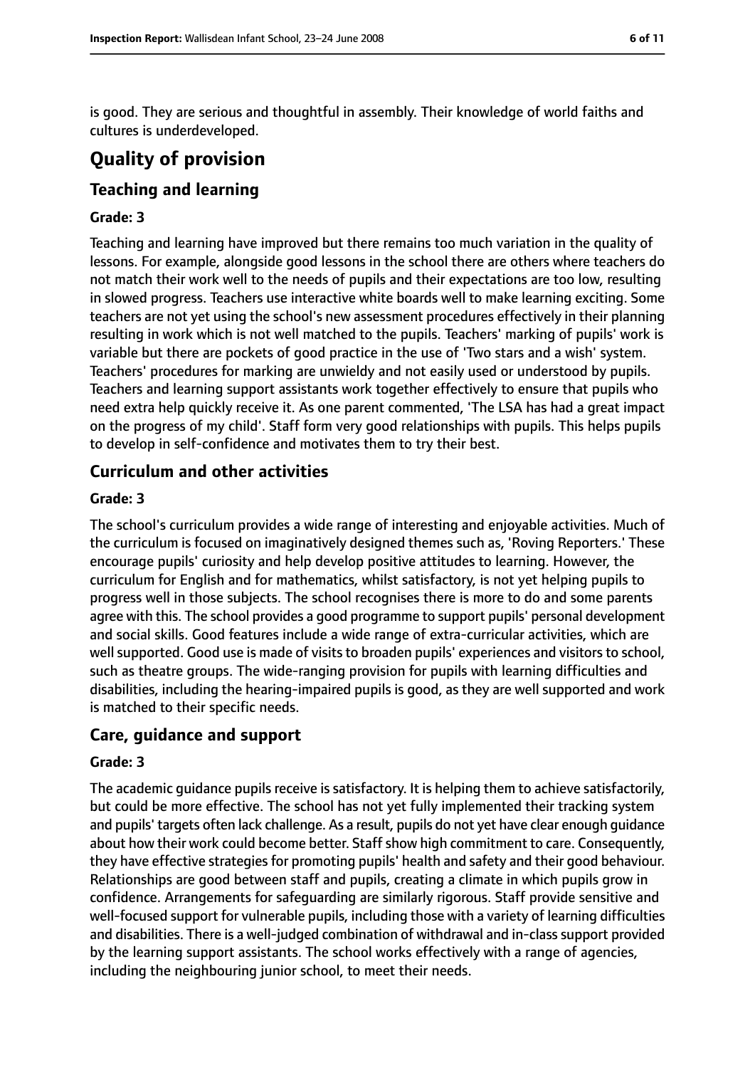is good. They are serious and thoughtful in assembly. Their knowledge of world faiths and cultures is underdeveloped.

# Quality of provision

## Teaching and learning

### Grade: 3

Teaching and learning have improved but there remains too much variation in the quality of lessons. For example, alongside good lessons in the school there are others where teachers do not match their work well to the needs of pupils and their expectations are too low, resulting in slowed progress. Teachers use interactive white boards well to make learning exciting. Some teachers are not yet using the school's new assessment procedures effectively in their planning resulting in work which is not well matched to the pupils. Teachers' marking of pupils' work is variable but there are pockets of good practice in the use of 'Two stars and a wish' system. Teachers' procedures for marking are unwieldy and not easily used or understood by pupils. Teachers and learning support assistants work together effectively to ensure that pupils who need extra help quickly receive it. As one parent commented, 'The LSA has had a great impact on the progress of my child'. Staff form very good relationships with pupils. This helps pupils to develop in self-confidence and motivates them to try their best.

## Curriculum and other activities

### Grade: 3

The school's curriculum provides a wide range of interesting and enjoyable activities. Much of the curriculum is focused on imaginatively designed themes such as, 'Roving Reporters.' These encourage pupils' curiosity and help develop positive attitudes to learning. However, the curriculum for English and for mathematics, whilst satisfactory, is not yet helping pupils to progress well in those subjects. The school recognises there is more to do and some parents agree with this. The school provides a good programme to support pupils' personal development and social skills. Good features include a wide range of extra-curricular activities, which are well supported. Good use is made of visits to broaden pupils' experiences and visitors to school, such as theatre groups. The wide-ranging provision for pupils with learning difficulties and disabilities, including the hearing-impaired pupils is good, as they are well supported and work is matched to their specific needs.

## Care, guidance and support

### Grade: 3

The academic guidance pupils receive is satisfactory. It is helping them to achieve satisfactorily, but could be more effective. The school has not yet fully implemented their tracking system and pupils' targets often lack challenge. As a result, pupils do not yet have clear enough guidance about how their work could become better. Staff show high commitment to care. Consequently, they have effective strategies for promoting pupils' health and safety and their good behaviour. Relationships are good between staff and pupils, creating a climate in which pupils grow in confidence. Arrangements for safeguarding are similarly rigorous. Staff provide sensitive and well-focused support for vulnerable pupils, including those with a variety of learning difficulties and disabilities. There is a well-judged combination of withdrawal and in-class support provided by the learning support assistants. The school works effectively with a range of agencies, including the neighbouring junior school, to meet their needs.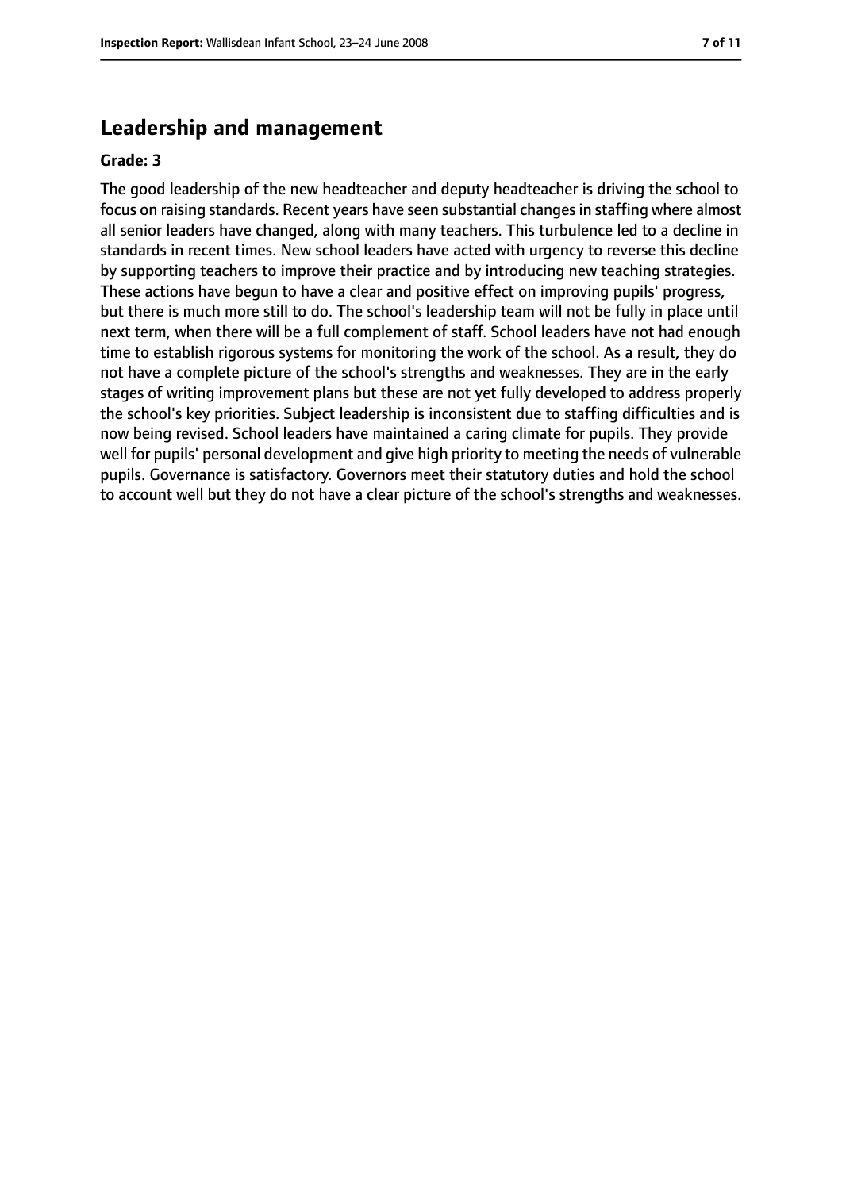## Leadership and management

**Grade: 3**

The good leadership of the new headteacher and deputy headteacher is driving the school to focus on raising standards. Recent years have seen substantial changes in staffing where almost all senior leaders have changed, along with many teachers. This turbulence led to a decline in standards in recent times. New school leaders have acted with urgency to reverse this decline by supporting teachers to improve their practice and by introducing new teaching strategies. These actions have begun to have a clear and positive effect on improving pupils' progress, but there is much more still to do. The school's leadership team will not be fully in place until next term, when there will be a full complement of staff. School leaders have not had enough time to establish rigorous systems for monitoring the work of the school. As a result, they do not have a complete picture of the school's strengths and weaknesses. They are in the early stages of writing improvement plans but these are not yet fully developed to address properly the school's key priorities. Subject leadership is inconsistent due to staffing difficulties and is now being revised. School leaders have maintained a caring climate for pupils. They provide well for pupils' personal development and give high priority to meeting the needs of vulnerable pupils. Governance is satisfactory. Governors meet their statutory duties and hold the school to account well but they do not have a clear picture of the school's strengths and weaknesses.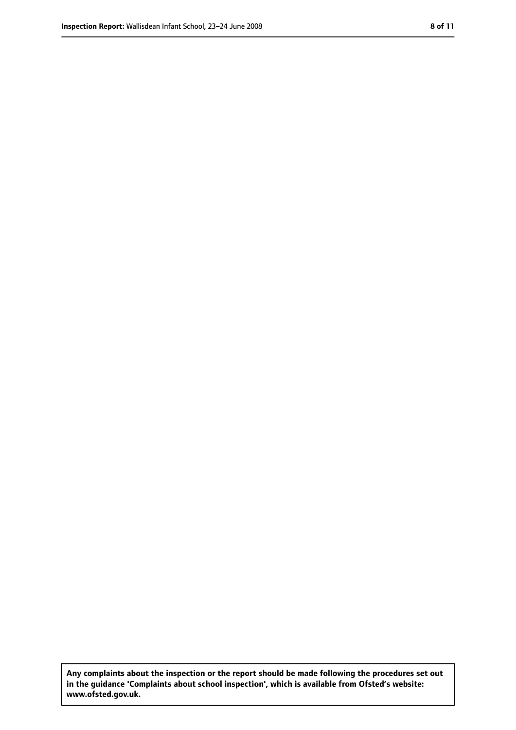**Any complaints about the inspection or the report should be made following the procedures set out in the guidance 'Complaints about school inspection', which is available from Ofsted's website: www.ofsted.gov.uk.**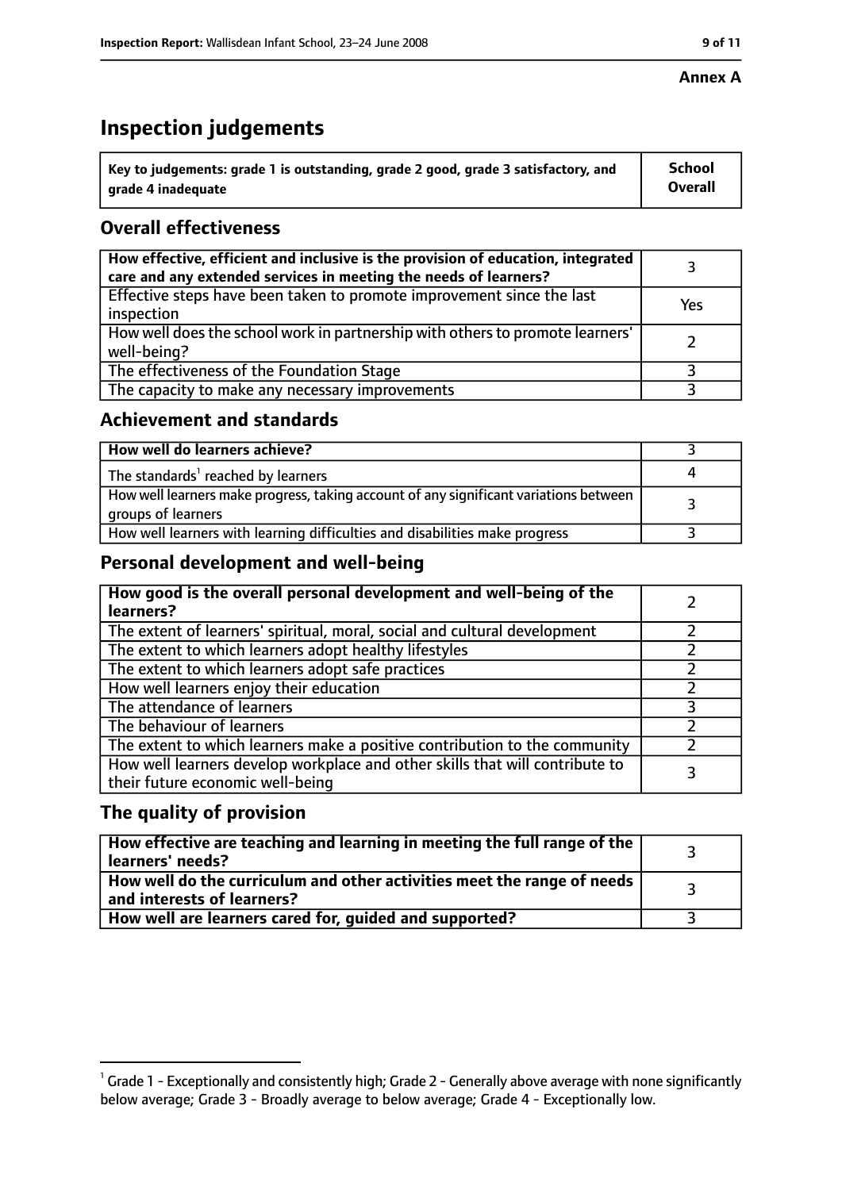Annex A

# Inspection judgements

| Key to judgements: grade 1 is outstanding, grade 2 good, grade 3 satisfactory, and grade 4 inadequate | School Overall |
|---|---|

## Overall effectiveness

| | |
|---|---|
| How effective, efficient and inclusive is the provision of education, integrated care and any extended services in meeting the needs of learners? | 3 |
| Effective steps have been taken to promote improvement since the last inspection | Yes |
| How well does the school work in partnership with others to promote learners' well-being? | 2 |
| The effectiveness of the Foundation Stage | 3 |
| The capacity to make any necessary improvements | 3 |

## Achievement and standards

| | |
|---|---|
| How well do learners achieve? | 3 |
| The standards[1] reached by learners | 4 |
| How well learners make progress, taking account of any significant variations between groups of learners | 3 |
| How well learners with learning difficulties and disabilities make progress | 3 |

## Personal development and well-being

| | |
|---|---|
| How good is the overall personal development and well-being of the learners? | 2 |
| The extent of learners' spiritual, moral, social and cultural development | 2 |
| The extent to which learners adopt healthy lifestyles | 2 |
| The extent to which learners adopt safe practices | 2 |
| How well learners enjoy their education | 2 |
| The attendance of learners | 3 |
| The behaviour of learners | 2 |
| The extent to which learners make a positive contribution to the community | 2 |
| How well learners develop workplace and other skills that will contribute to their future economic well-being | 3 |

## The quality of provision

| | |
|---|---|
| How effective are teaching and learning in meeting the full range of the learners' needs? | 3 |
| How well do the curriculum and other activities meet the range of needs and interests of learners? | 3 |
| How well are learners cared for, guided and supported? | 3 |

[1] Grade 1 - Exceptionally and consistently high; Grade 2 - Generally above average with none significantly below average; Grade 3 - Broadly average to below average; Grade 4 - Exceptionally low.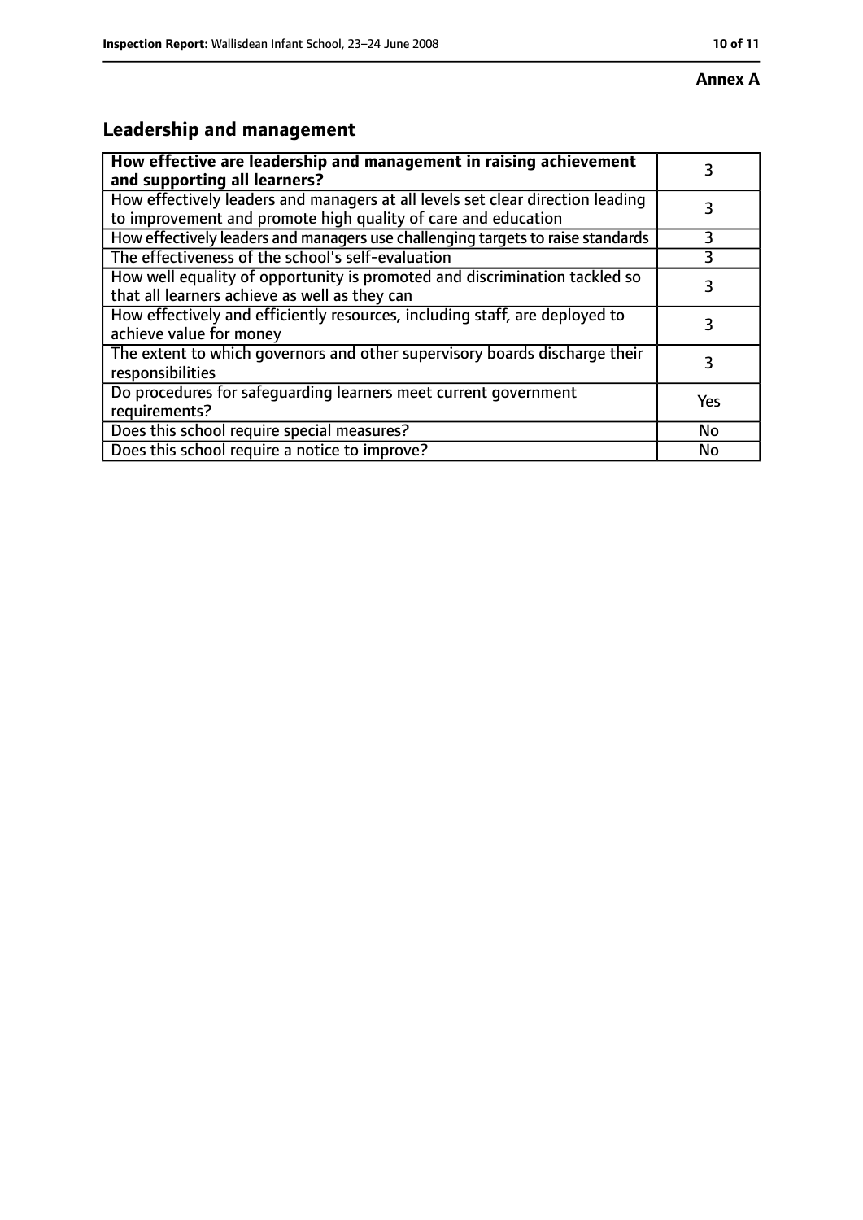**Annex A**

## Leadership and management

| How effective are leadership and management in raising achievement and supporting all learners? | 3 |
|---|---|
| How effectively leaders and managers at all levels set clear direction leading to improvement and promote high quality of care and education | 3 |
| How effectively leaders and managers use challenging targets to raise standards | 3 |
| The effectiveness of the school's self-evaluation | 3 |
| How well equality of opportunity is promoted and discrimination tackled so that all learners achieve as well as they can | 3 |
| How effectively and efficiently resources, including staff, are deployed to achieve value for money | 3 |
| The extent to which governors and other supervisory boards discharge their responsibilities | 3 |
| Do procedures for safeguarding learners meet current government requirements? | Yes |
| Does this school require special measures? | No |
| Does this school require a notice to improve? | No |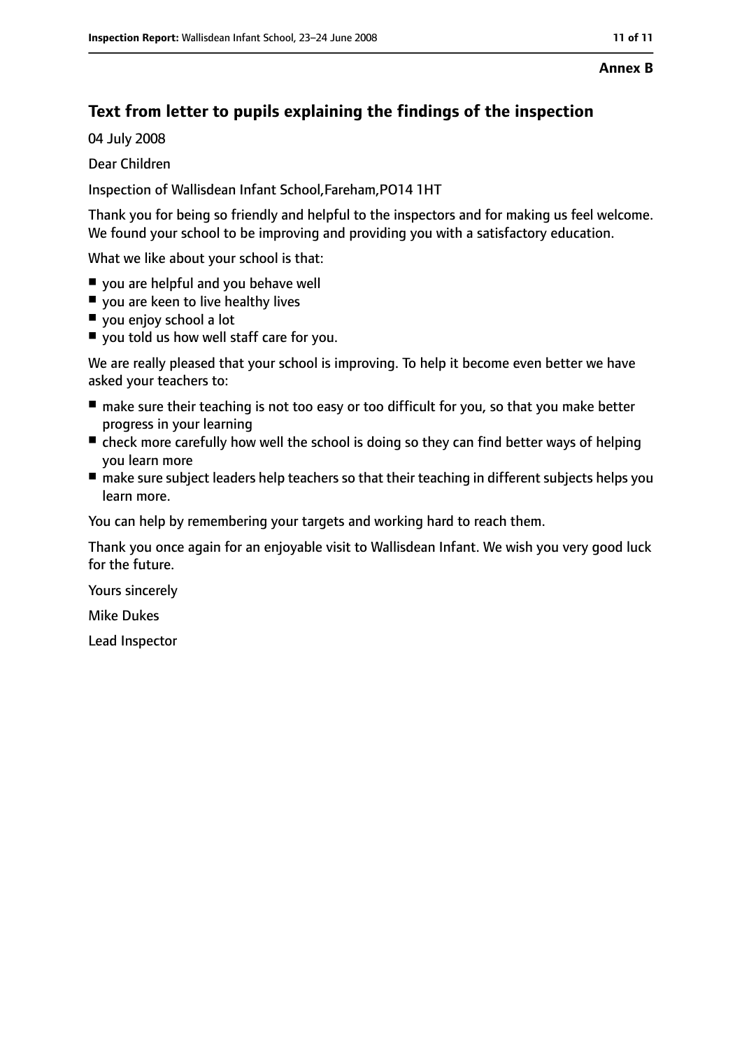**Annex B**

## Text from letter to pupils explaining the findings of the inspection

04 July 2008

Dear Children

Inspection of Wallisdean Infant School,Fareham,PO14 1HT

Thank you for being so friendly and helpful to the inspectors and for making us feel welcome. We found your school to be improving and providing you with a satisfactory education.

What we like about your school is that:

- you are helpful and you behave well
- you are keen to live healthy lives
- you enjoy school a lot
- you told us how well staff care for you.

We are really pleased that your school is improving. To help it become even better we have asked your teachers to:

- make sure their teaching is not too easy or too difficult for you, so that you make better progress in your learning
- check more carefully how well the school is doing so they can find better ways of helping you learn more
- make sure subject leaders help teachers so that their teaching in different subjects helps you learn more.

You can help by remembering your targets and working hard to reach them.

Thank you once again for an enjoyable visit to Wallisdean Infant. We wish you very good luck for the future.

Yours sincerely

Mike Dukes

Lead Inspector